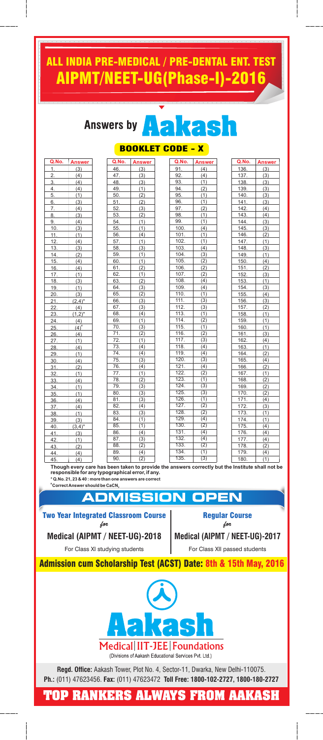# ALL INDIA PRE-MEDICAL / PRE-DENTAL ENT. TEST

# AIPMT/NEET-UG(Phase-I)-2016

## Answers by Aakash

### BOOKLET CODE - X

| Q.No. | Answer | Q.No. | Answer | Q.No. | Answer | Q.No. | Answer |
|---|---|---|---|---|---|---|---|
| 1. | (3) | 46. | (3) | 91. | (4) | 136. | (3) |
| 2. | (4) | 47. | (3) | 92. | (4) | 137. | (3) |
| 3. | (4) | 48. | (3) | 93. | (1) | 138. | (3) |
| 4. | (4) | 49. | (1) | 94. | (2) | 139. | (3) |
| 5. | (1) | 50. | (2) | 95. | (1) | 140. | (3) |
| 6. | (3) | 51. | (2) | 96. | (1) | 141. | (3) |
| 7. | (4) | 52. | (3) | 97. | (2) | 142. | (4) |
| 8. | (3) | 53. | (2) | 98. | (1) | 143. | (4) |
| 9. | (4) | 54. | (1) | 99. | (1) | 144. | (3) |
| 10. | (3) | 55. | (1) | 100. | (4) | 145. | (3) |
| 11. | (1) | 56. | (4) | 101. | (1) | 146. | (2) |
| 12. | (4) | 57. | (1) | 102. | (1) | 147. | (1) |
| 13. | (3) | 58. | (3) | 103. | (4) | 148. | (3) |
| 14. | (2) | 59. | (1) | 104. | (3) | 149. | (1) |
| 15. | (4) | 60. | (1) | 105. | (2) | 150. | (4) |
| 16. | (4) | 61. | (2) | 106. | (2) | 151. | (2) |
| 17. | (1) | 62. | (1) | 107. | (2) | 152. | (3) |
| 18. | (3) | 63. | (2) | 108. | (4) | 153. | (1) |
| 19. | (1) | 64. | (3) | 109. | (4) | 154. | (3) |
| 20. | (3) | 65. | (2) | 110. | (1) | 155. | (4) |
| 21. | (2,4)* | 66. | (3) | 111. | (3) | 156. | (3) |
| 22. | (4) | 67. | (3) | 112. | (3) | 157. | (2) |
| 23. | (1,2)* | 68. | (4) | 113. | (1) | 158. | (1) |
| 24. | (4) | 69. | (1) | 114. | (2) | 159. | (1) |
| 25. | (4)[#] | 70. | (3) | 115. | (1) | 160. | (1) |
| 26. | (4) | 71. | (2) | 116. | (2) | 161. | (3) |
| 27. | (1) | 72. | (1) | 117. | (3) | 162. | (4) |
| 28. | (4) | 73. | (4) | 118. | (4) | 163. | (1) |
| 29. | (1) | 74. | (4) | 119. | (4) | 164. | (2) |
| 30. | (4) | 75. | (3) | 120. | (3) | 165. | (4) |
| 31. | (2) | 76. | (4) | 121. | (4) | 166. | (2) |
| 32. | (1) | 77. | (1) | 122. | (2) | 167. | (1) |
| 33. | (4) | 78. | (2) | 123. | (1) | 168. | (2) |
| 34. | (1) | 79. | (3) | 124. | (3) | 169. | (2) |
| 35. | (1) | 80. | (3) | 125. | (3) | 170. | (2) |
| 36. | (4) | 81. | (3) | 126. | (1) | 171. | (4) |
| 37. | (4) | 82. | (4) | 127. | (2) | 172. | (3) |
| 38. | (1) | 83. | (3) | 128. | (2) | 173. | (1) |
| 39. | (3) | 84. | (1) | 129. | (4) | 174. | (1) |
| 40. | (3,4)* | 85. | (1) | 130. | (2) | 175. | (4) |
| 41. | (3) | 86. | (4) | 131. | (4) | 176. | (4) |
| 42. | (1) | 87. | (3) | 132. | (4) | 177. | (4) |
| 43. | (2) | 88. | (2) | 133. | (2) | 178. | (2) |
| 44. | (4) | 89. | (4) | 134. | (1) | 179. | (4) |
| 45. | (4) | 90. | (2) | 135. | (3) | 180. | (1) |

**Though every care has been taken to provide the answers correctly but the Institute shall not be responsible for any typographical error, if any.**

**\* Q.No. 21, 23 & 40 : more than one answers are correct**

**[#]Correct Answer should be $CaCN_2$**

## ADMISSION OPEN

| **Two Year Integrated Classroom Course** *for* | **Regular Course** *for* |
|---|---|
| **Medical (AIPMT / NEET-UG)-2018** | **Medical (AIPMT / NEET-UG)-2017** |
| For Class XI studying students | For Class XII passed students |

**Admission cum Scholarship Test (ACST) Date: 8th & 15th May, 2016**

**Aakash**

Medical | IIT-JEE | Foundations

(Divisions of Aakash Educational Services Pvt. Ltd.)

**Regd. Office:** Aakash Tower, Plot No. 4, Sector-11, Dwarka, New Delhi-110075.

**Ph.:** (011) 47623456. **Fax:** (011) 47623472 **Toll Free: 1800-102-2727, 1800-180-2727**

**TOP RANKERS ALWAYS FROM AAKASH**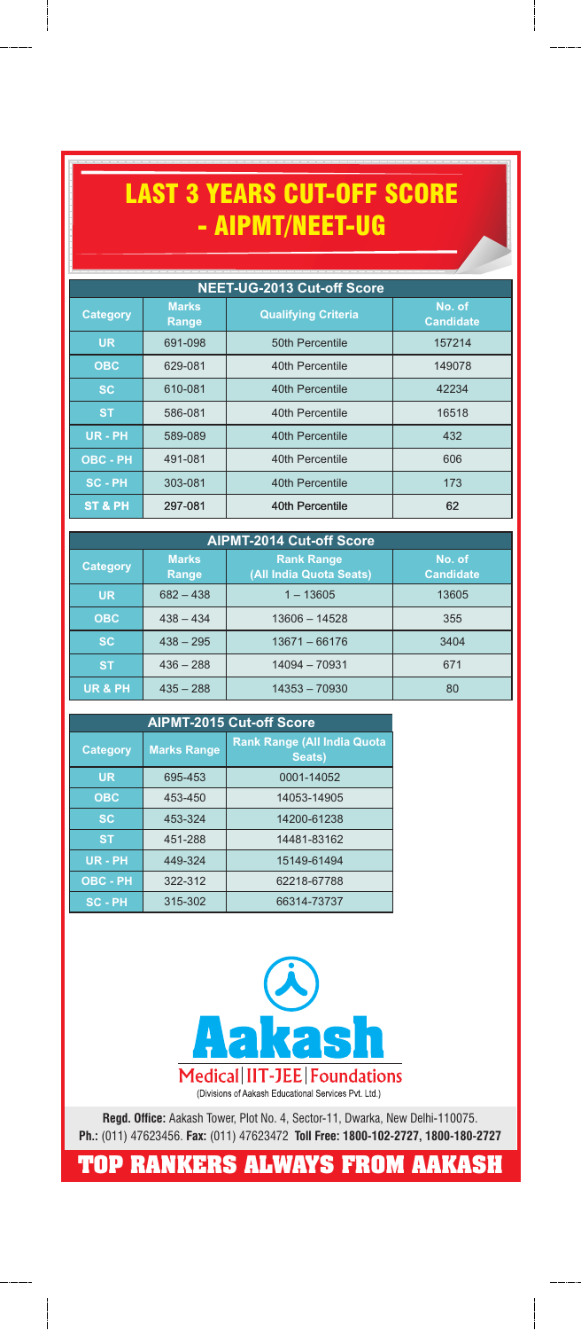# LAST 3 YEARS CUT-OFF SCORE - AIPMT/NEET-UG

| NEET-UG-2013 Cut-off Score | | | |
|---|---|---|---|
| **Category** | **Marks Range** | **Qualifying Criteria** | **No. of Candidate** |
| UR | 691-098 | 50th Percentile | 157214 |
| OBC | 629-081 | 40th Percentile | 149078 |
| SC | 610-081 | 40th Percentile | 42234 |
| ST | 586-081 | 40th Percentile | 16518 |
| UR - PH | 589-089 | 40th Percentile | 432 |
| OBC - PH | 491-081 | 40th Percentile | 606 |
| SC - PH | 303-081 | 40th Percentile | 173 |
| ST & PH | 297-081 | 40th Percentile | 62 |

| AIPMT-2014 Cut-off Score | | | |
|---|---|---|---|
| **Category** | **Marks Range** | **Rank Range (All India Quota Seats)** | **No. of Candidate** |
| UR | 682 – 438 | 1 – 13605 | 13605 |
| OBC | 438 – 434 | 13606 – 14528 | 355 |
| SC | 438 – 295 | 13671 – 66176 | 3404 |
| ST | 436 – 288 | 14094 – 70931 | 671 |
| UR & PH | 435 – 288 | 14353 – 70930 | 80 |

| AIPMT-2015 Cut-off Score | | |
|---|---|---|
| **Category** | **Marks Range** | **Rank Range (All India Quota Seats)** |
| UR | 695-453 | 0001-14052 |
| OBC | 453-450 | 14053-14905 |
| SC | 453-324 | 14200-61238 |
| ST | 451-288 | 14481-83162 |
| UR - PH | 449-324 | 15149-61494 |
| OBC - PH | 322-312 | 62218-67788 |
| SC - PH | 315-302 | 66314-73737 |

Aakash

Medical | IIT-JEE | Foundations

(Divisions of Aakash Educational Services Pvt. Ltd.)

**Regd. Office:** Aakash Tower, Plot No. 4, Sector-11, Dwarka, New Delhi-110075.
**Ph.:** (011) 47623456. **Fax:** (011) 47623472 **Toll Free: 1800-102-2727, 1800-180-2727**

**TOP RANKERS ALWAYS FROM AAKASH**